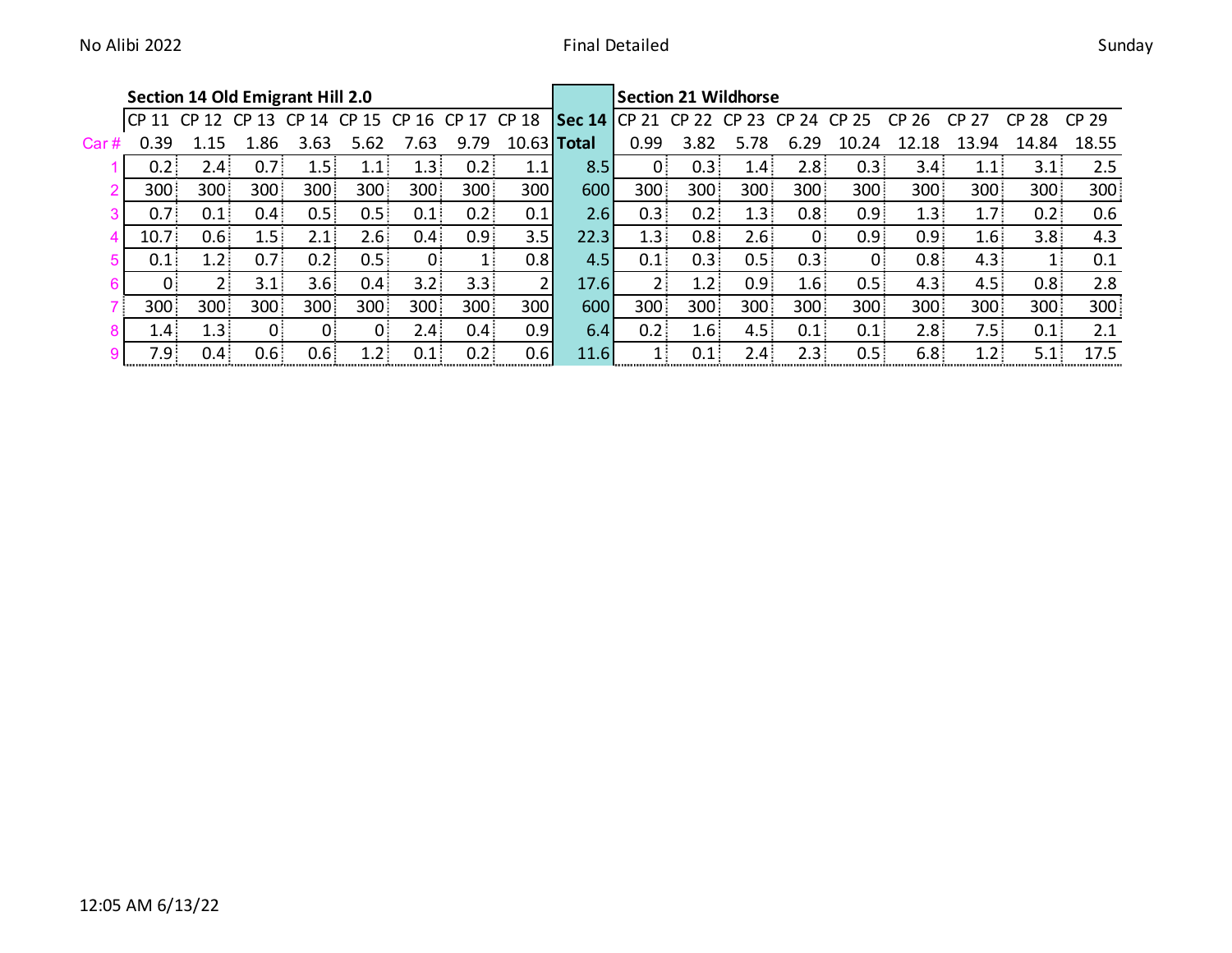No Alibi 2022 — Final Detailed — Sunday

| | Section 14 Old Emigrant Hill 2.0 | | | | | | | | | Section 21 Wildhorse | | | | | | | | |
|---|---|---|---|---|---|---|---|---|---|---|---|---|---|---|---|---|---|---|
| | CP 11 | CP 12 | CP 13 | CP 14 | CP 15 | CP 16 | CP 17 | CP 18 | Sec 14 | CP 21 | CP 22 | CP 23 | CP 24 | CP 25 | CP 26 | CP 27 | CP 28 | CP 29 |
| Car # | 0.39 | 1.15 | 1.86 | 3.63 | 5.62 | 7.63 | 9.79 | 10.63 | Total | 0.99 | 3.82 | 5.78 | 6.29 | 10.24 | 12.18 | 13.94 | 14.84 | 18.55 |
| 1 | 0.2 | 2.4 | 0.7 | 1.5 | 1.1 | 1.3 | 0.2 | 1.1 | 8.5 | 0 | 0.3 | 1.4 | 2.8 | 0.3 | 3.4 | 1.1 | 3.1 | 2.5 |
| 2 | 300 | 300 | 300 | 300 | 300 | 300 | 300 | 300 | 600 | 300 | 300 | 300 | 300 | 300 | 300 | 300 | 300 | 300 |
| 3 | 0.7 | 0.1 | 0.4 | 0.5 | 0.5 | 0.1 | 0.2 | 0.1 | 2.6 | 0.3 | 0.2 | 1.3 | 0.8 | 0.9 | 1.3 | 1.7 | 0.2 | 0.6 |
| 4 | 10.7 | 0.6 | 1.5 | 2.1 | 2.6 | 0.4 | 0.9 | 3.5 | 22.3 | 1.3 | 0.8 | 2.6 | 0 | 0.9 | 0.9 | 1.6 | 3.8 | 4.3 |
| 5 | 0.1 | 1.2 | 0.7 | 0.2 | 0.5 | 0 | 1 | 0.8 | 4.5 | 0.1 | 0.3 | 0.5 | 0.3 | 0 | 0.8 | 4.3 | 1 | 0.1 |
| 6 | 0 | 2 | 3.1 | 3.6 | 0.4 | 3.2 | 3.3 | 2 | 17.6 | 2 | 1.2 | 0.9 | 1.6 | 0.5 | 4.3 | 4.5 | 0.8 | 2.8 |
| 7 | 300 | 300 | 300 | 300 | 300 | 300 | 300 | 300 | 600 | 300 | 300 | 300 | 300 | 300 | 300 | 300 | 300 | 300 |
| 8 | 1.4 | 1.3 | 0 | 0 | 0 | 2.4 | 0.4 | 0.9 | 6.4 | 0.2 | 1.6 | 4.5 | 0.1 | 0.1 | 2.8 | 7.5 | 0.1 | 2.1 |
| 9 | 7.9 | 0.4 | 0.6 | 0.6 | 1.2 | 0.1 | 0.2 | 0.6 | 11.6 | 1 | 0.1 | 2.4 | 2.3 | 0.5 | 6.8 | 1.2 | 5.1 | 17.5 |

12:05 AM 6/13/22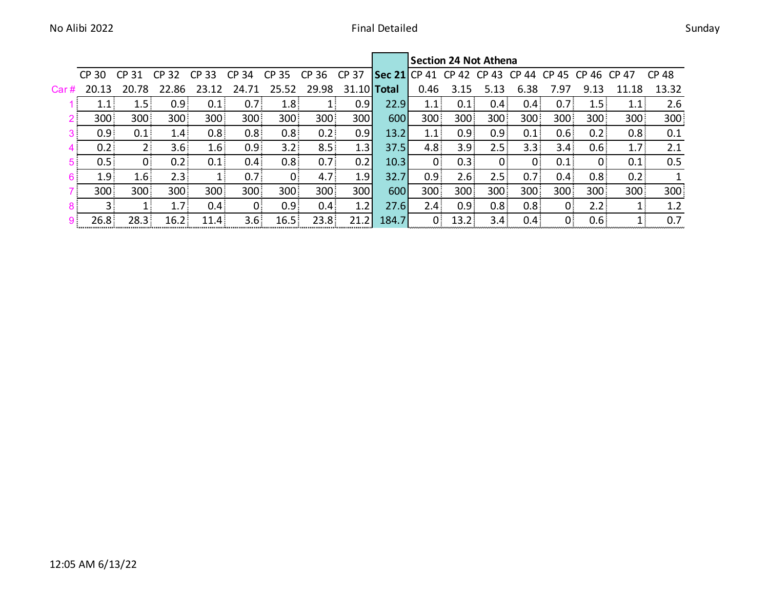|  |  |  |  |  |  |  |  |  |  | Section 24 Not Athena |  |  |  |  |  |  |  |
|---|---|---|---|---|---|---|---|---|---|---|---|---|---|---|---|---|---|
|  | CP 30 | CP 31 | CP 32 | CP 33 | CP 34 | CP 35 | CP 36 | CP 37 | **Sec 21** | CP 41 | CP 42 | CP 43 | CP 44 | CP 45 | CP 46 | CP 47 | CP 48 |
| Car # | 20.13 | 20.78 | 22.86 | 23.12 | 24.71 | 25.52 | 29.98 | 31.10 | **Total** | 0.46 | 3.15 | 5.13 | 6.38 | 7.97 | 9.13 | 11.18 | 13.32 |
| 1 | 1.1 | 1.5 | 0.9 | 0.1 | 0.7 | 1.8 | 1 | 0.9 | 22.9 | 1.1 | 0.1 | 0.4 | 0.4 | 0.7 | 1.5 | 1.1 | 2.6 |
| 2 | 300 | 300 | 300 | 300 | 300 | 300 | 300 | 300 | 600 | 300 | 300 | 300 | 300 | 300 | 300 | 300 | 300 |
| 3 | 0.9 | 0.1 | 1.4 | 0.8 | 0.8 | 0.8 | 0.2 | 0.9 | 13.2 | 1.1 | 0.9 | 0.9 | 0.1 | 0.6 | 0.2 | 0.8 | 0.1 |
| 4 | 0.2 | 2 | 3.6 | 1.6 | 0.9 | 3.2 | 8.5 | 1.3 | 37.5 | 4.8 | 3.9 | 2.5 | 3.3 | 3.4 | 0.6 | 1.7 | 2.1 |
| 5 | 0.5 | 0 | 0.2 | 0.1 | 0.4 | 0.8 | 0.7 | 0.2 | 10.3 | 0 | 0.3 | 0 | 0 | 0.1 | 0 | 0.1 | 0.5 |
| 6 | 1.9 | 1.6 | 2.3 | 1 | 0.7 | 0 | 4.7 | 1.9 | 32.7 | 0.9 | 2.6 | 2.5 | 0.7 | 0.4 | 0.8 | 0.2 | 1 |
| 7 | 300 | 300 | 300 | 300 | 300 | 300 | 300 | 300 | 600 | 300 | 300 | 300 | 300 | 300 | 300 | 300 | 300 |
| 8 | 3 | 1 | 1.7 | 0.4 | 0 | 0.9 | 0.4 | 1.2 | 27.6 | 2.4 | 0.9 | 0.8 | 0.8 | 0 | 2.2 | 1 | 1.2 |
| 9 | 26.8 | 28.3 | 16.2 | 11.4 | 3.6 | 16.5 | 23.8 | 21.2 | 184.7 | 0 | 13.2 | 3.4 | 0.4 | 0 | 0.6 | 1 | 0.7 |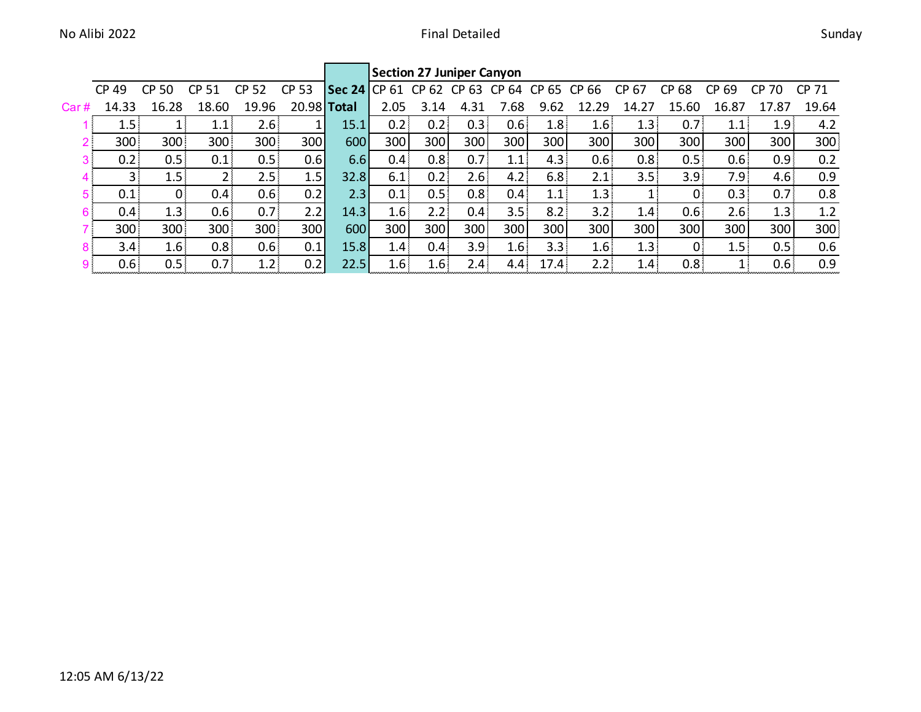| | CP 49 | CP 50 | CP 51 | CP 52 | CP 53 | Sec 24 | Section 27 Juniper Canyon | | | | | | | | | | |
|---|---|---|---|---|---|---|---|---|---|---|---|---|---|---|---|---|---|
| | | | | | | | CP 61 | CP 62 | CP 63 | CP 64 | CP 65 | CP 66 | CP 67 | CP 68 | CP 69 | CP 70 | CP 71 |
| Car # | 14.33 | 16.28 | 18.60 | 19.96 | 20.98 | Total | 2.05 | 3.14 | 4.31 | 7.68 | 9.62 | 12.29 | 14.27 | 15.60 | 16.87 | 17.87 | 19.64 |
| 1 | 1.5 | 1 | 1.1 | 2.6 | 1 | 15.1 | 0.2 | 0.2 | 0.3 | 0.6 | 1.8 | 1.6 | 1.3 | 0.7 | 1.1 | 1.9 | 4.2 |
| 2 | 300 | 300 | 300 | 300 | 300 | 600 | 300 | 300 | 300 | 300 | 300 | 300 | 300 | 300 | 300 | 300 | 300 |
| 3 | 0.2 | 0.5 | 0.1 | 0.5 | 0.6 | 6.6 | 0.4 | 0.8 | 0.7 | 1.1 | 4.3 | 0.6 | 0.8 | 0.5 | 0.6 | 0.9 | 0.2 |
| 4 | 3 | 1.5 | 2 | 2.5 | 1.5 | 32.8 | 6.1 | 0.2 | 2.6 | 4.2 | 6.8 | 2.1 | 3.5 | 3.9 | 7.9 | 4.6 | 0.9 |
| 5 | 0.1 | 0 | 0.4 | 0.6 | 0.2 | 2.3 | 0.1 | 0.5 | 0.8 | 0.4 | 1.1 | 1.3 | 1 | 0 | 0.3 | 0.7 | 0.8 |
| 6 | 0.4 | 1.3 | 0.6 | 0.7 | 2.2 | 14.3 | 1.6 | 2.2 | 0.4 | 3.5 | 8.2 | 3.2 | 1.4 | 0.6 | 2.6 | 1.3 | 1.2 |
| 7 | 300 | 300 | 300 | 300 | 300 | 600 | 300 | 300 | 300 | 300 | 300 | 300 | 300 | 300 | 300 | 300 | 300 |
| 8 | 3.4 | 1.6 | 0.8 | 0.6 | 0.1 | 15.8 | 1.4 | 0.4 | 3.9 | 1.6 | 3.3 | 1.6 | 1.3 | 0 | 1.5 | 0.5 | 0.6 |
| 9 | 0.6 | 0.5 | 0.7 | 1.2 | 0.2 | 22.5 | 1.6 | 1.6 | 2.4 | 4.4 | 17.4 | 2.2 | 1.4 | 0.8 | 1 | 0.6 | 0.9 |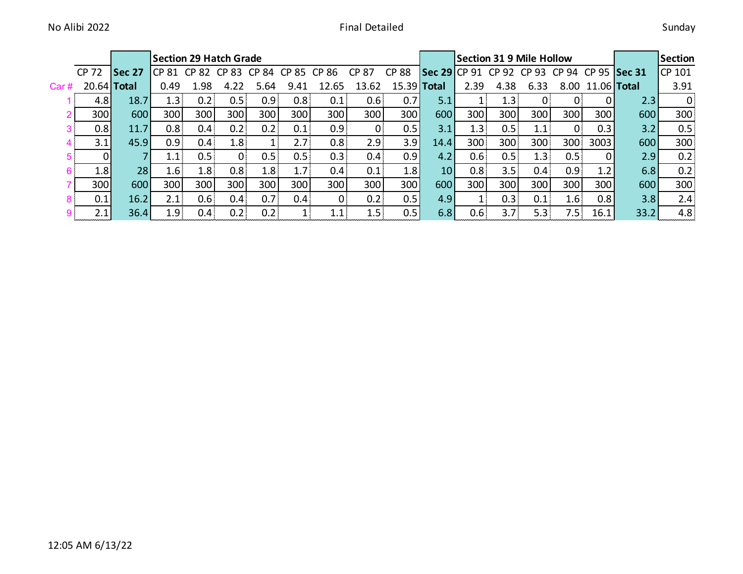No Alibi 2022 | Final Detailed | Sunday

| | | | Section 29 Hatch Grade | | | | | | | | | Section 31 9 Mile Hollow | | | | | | Section |
|---|---|---|---|---|---|---|---|---|---|---|---|---|---|---|---|---|---|---|
| | CP 72 | Sec 27 | CP 81 | CP 82 | CP 83 | CP 84 | CP 85 | CP 86 | CP 87 | CP 88 | Sec 29 | CP 91 | CP 92 | CP 93 | CP 94 | CP 95 | Sec 31 | CP 101 |
| Car # | 20.64 | Total | 0.49 | 1.98 | 4.22 | 5.64 | 9.41 | 12.65 | 13.62 | 15.39 | Total | 2.39 | 4.38 | 6.33 | 8.00 | 11.06 | Total | 3.91 |
| 1 | 4.8 | 18.7 | 1.3 | 0.2 | 0.5 | 0.9 | 0.8 | 0.1 | 0.6 | 0.7 | 5.1 | 1 | 1.3 | 0 | 0 | 0 | 2.3 | 0 |
| 2 | 300 | 600 | 300 | 300 | 300 | 300 | 300 | 300 | 300 | 300 | 600 | 300 | 300 | 300 | 300 | 300 | 600 | 300 |
| 3 | 0.8 | 11.7 | 0.8 | 0.4 | 0.2 | 0.2 | 0.1 | 0.9 | 0 | 0.5 | 3.1 | 1.3 | 0.5 | 1.1 | 0 | 0.3 | 3.2 | 0.5 |
| 4 | 3.1 | 45.9 | 0.9 | 0.4 | 1.8 | 1 | 2.7 | 0.8 | 2.9 | 3.9 | 14.4 | 300 | 300 | 300 | 300 | 3003 | 600 | 300 |
| 5 | 0 | 7 | 1.1 | 0.5 | 0 | 0.5 | 0.5 | 0.3 | 0.4 | 0.9 | 4.2 | 0.6 | 0.5 | 1.3 | 0.5 | 0 | 2.9 | 0.2 |
| 6 | 1.8 | 28 | 1.6 | 1.8 | 0.8 | 1.8 | 1.7 | 0.4 | 0.1 | 1.8 | 10 | 0.8 | 3.5 | 0.4 | 0.9 | 1.2 | 6.8 | 0.2 |
| 7 | 300 | 600 | 300 | 300 | 300 | 300 | 300 | 300 | 300 | 300 | 600 | 300 | 300 | 300 | 300 | 300 | 600 | 300 |
| 8 | 0.1 | 16.2 | 2.1 | 0.6 | 0.4 | 0.7 | 0.4 | 0 | 0.2 | 0.5 | 4.9 | 1 | 0.3 | 0.1 | 1.6 | 0.8 | 3.8 | 2.4 |
| 9 | 2.1 | 36.4 | 1.9 | 0.4 | 0.2 | 0.2 | 1 | 1.1 | 1.5 | 0.5 | 6.8 | 0.6 | 3.7 | 5.3 | 7.5 | 16.1 | 33.2 | 4.8 |

12:05 AM 6/13/22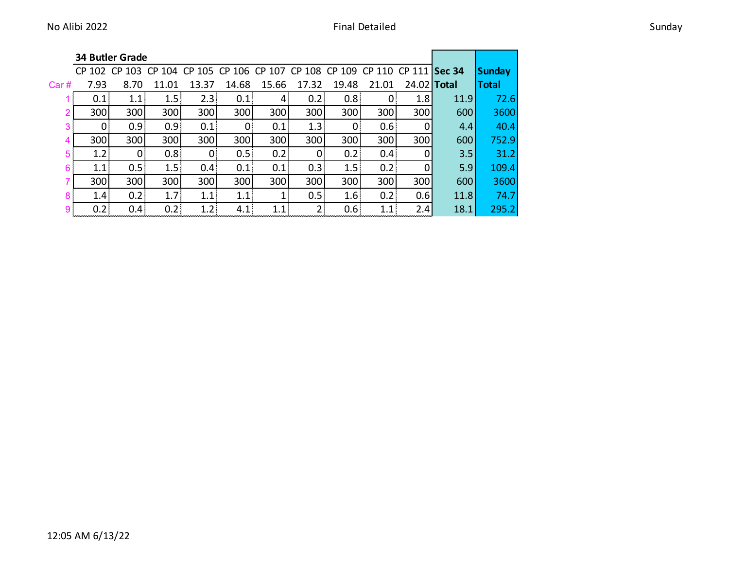| | 34 Butler Grade | | | | | | | | | | | |
|---|---|---|---|---|---|---|---|---|---|---|---|---|
| | CP 102 | CP 103 | CP 104 | CP 105 | CP 106 | CP 107 | CP 108 | CP 109 | CP 110 | CP 111 | **Sec 34** | **Sunday** |
| Car # | 7.93 | 8.70 | 11.01 | 13.37 | 14.68 | 15.66 | 17.32 | 19.48 | 21.01 | 24.02 | **Total** | **Total** |
| 1 | 0.1 | 1.1 | 1.5 | 2.3 | 0.1 | 4 | 0.2 | 0.8 | 0 | 1.8 | 11.9 | 72.6 |
| 2 | 300 | 300 | 300 | 300 | 300 | 300 | 300 | 300 | 300 | 300 | 600 | 3600 |
| 3 | 0 | 0.9 | 0.9 | 0.1 | 0 | 0.1 | 1.3 | 0 | 0.6 | 0 | 4.4 | 40.4 |
| 4 | 300 | 300 | 300 | 300 | 300 | 300 | 300 | 300 | 300 | 300 | 600 | 752.9 |
| 5 | 1.2 | 0 | 0.8 | 0 | 0.5 | 0.2 | 0 | 0.2 | 0.4 | 0 | 3.5 | 31.2 |
| 6 | 1.1 | 0.5 | 1.5 | 0.4 | 0.1 | 0.1 | 0.3 | 1.5 | 0.2 | 0 | 5.9 | 109.4 |
| 7 | 300 | 300 | 300 | 300 | 300 | 300 | 300 | 300 | 300 | 300 | 600 | 3600 |
| 8 | 1.4 | 0.2 | 1.7 | 1.1 | 1.1 | 1 | 0.5 | 1.6 | 0.2 | 0.6 | 11.8 | 74.7 |
| 9 | 0.2 | 0.4 | 0.2 | 1.2 | 4.1 | 1.1 | 2 | 0.6 | 1.1 | 2.4 | 18.1 | 295.2 |